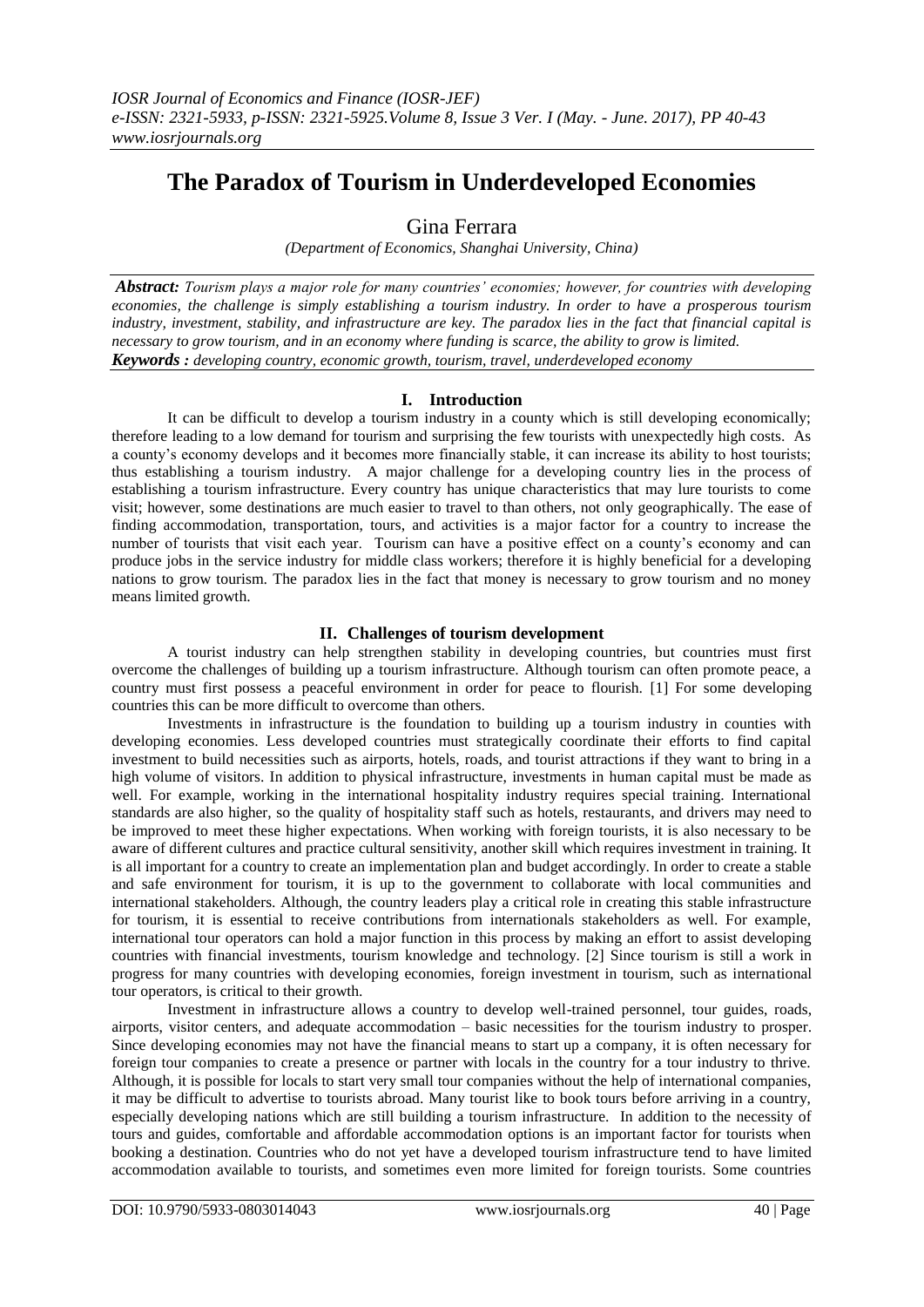# The Paradox of Tourism in Underdeveloped Economies

Gina Ferrara

*(Department of Economics, Shanghai University, China)*

***Abstract:*** *Tourism plays a major role for many countries' economies; however, for countries with developing economies, the challenge is simply establishing a tourism industry. In order to have a prosperous tourism industry, investment, stability, and infrastructure are key. The paradox lies in the fact that financial capital is necessary to grow tourism, and in an economy where funding is scarce, the ability to grow is limited.*

***Keywords :*** *developing country, economic growth, tourism, travel, underdeveloped economy*

## I. Introduction

It can be difficult to develop a tourism industry in a county which is still developing economically; therefore leading to a low demand for tourism and surprising the few tourists with unexpectedly high costs. As a county's economy develops and it becomes more financially stable, it can increase its ability to host tourists; thus establishing a tourism industry. A major challenge for a developing country lies in the process of establishing a tourism infrastructure. Every country has unique characteristics that may lure tourists to come visit; however, some destinations are much easier to travel to than others, not only geographically. The ease of finding accommodation, transportation, tours, and activities is a major factor for a country to increase the number of tourists that visit each year. Tourism can have a positive effect on a county's economy and can produce jobs in the service industry for middle class workers; therefore it is highly beneficial for a developing nations to grow tourism. The paradox lies in the fact that money is necessary to grow tourism and no money means limited growth.

## II. Challenges of tourism development

A tourist industry can help strengthen stability in developing countries, but countries must first overcome the challenges of building up a tourism infrastructure. Although tourism can often promote peace, a country must first possess a peaceful environment in order for peace to flourish. [1] For some developing countries this can be more difficult to overcome than others.

Investments in infrastructure is the foundation to building up a tourism industry in counties with developing economies. Less developed countries must strategically coordinate their efforts to find capital investment to build necessities such as airports, hotels, roads, and tourist attractions if they want to bring in a high volume of visitors. In addition to physical infrastructure, investments in human capital must be made as well. For example, working in the international hospitality industry requires special training. International standards are also higher, so the quality of hospitality staff such as hotels, restaurants, and drivers may need to be improved to meet these higher expectations. When working with foreign tourists, it is also necessary to be aware of different cultures and practice cultural sensitivity, another skill which requires investment in training. It is all important for a country to create an implementation plan and budget accordingly. In order to create a stable and safe environment for tourism, it is up to the government to collaborate with local communities and international stakeholders. Although, the country leaders play a critical role in creating this stable infrastructure for tourism, it is essential to receive contributions from internationals stakeholders as well. For example, international tour operators can hold a major function in this process by making an effort to assist developing countries with financial investments, tourism knowledge and technology. [2] Since tourism is still a work in progress for many countries with developing economies, foreign investment in tourism, such as international tour operators, is critical to their growth.

Investment in infrastructure allows a country to develop well-trained personnel, tour guides, roads, airports, visitor centers, and adequate accommodation – basic necessities for the tourism industry to prosper. Since developing economies may not have the financial means to start up a company, it is often necessary for foreign tour companies to create a presence or partner with locals in the country for a tour industry to thrive. Although, it is possible for locals to start very small tour companies without the help of international companies, it may be difficult to advertise to tourists abroad. Many tourist like to book tours before arriving in a country, especially developing nations which are still building a tourism infrastructure. In addition to the necessity of tours and guides, comfortable and affordable accommodation options is an important factor for tourists when booking a destination. Countries who do not yet have a developed tourism infrastructure tend to have limited accommodation available to tourists, and sometimes even more limited for foreign tourists. Some countries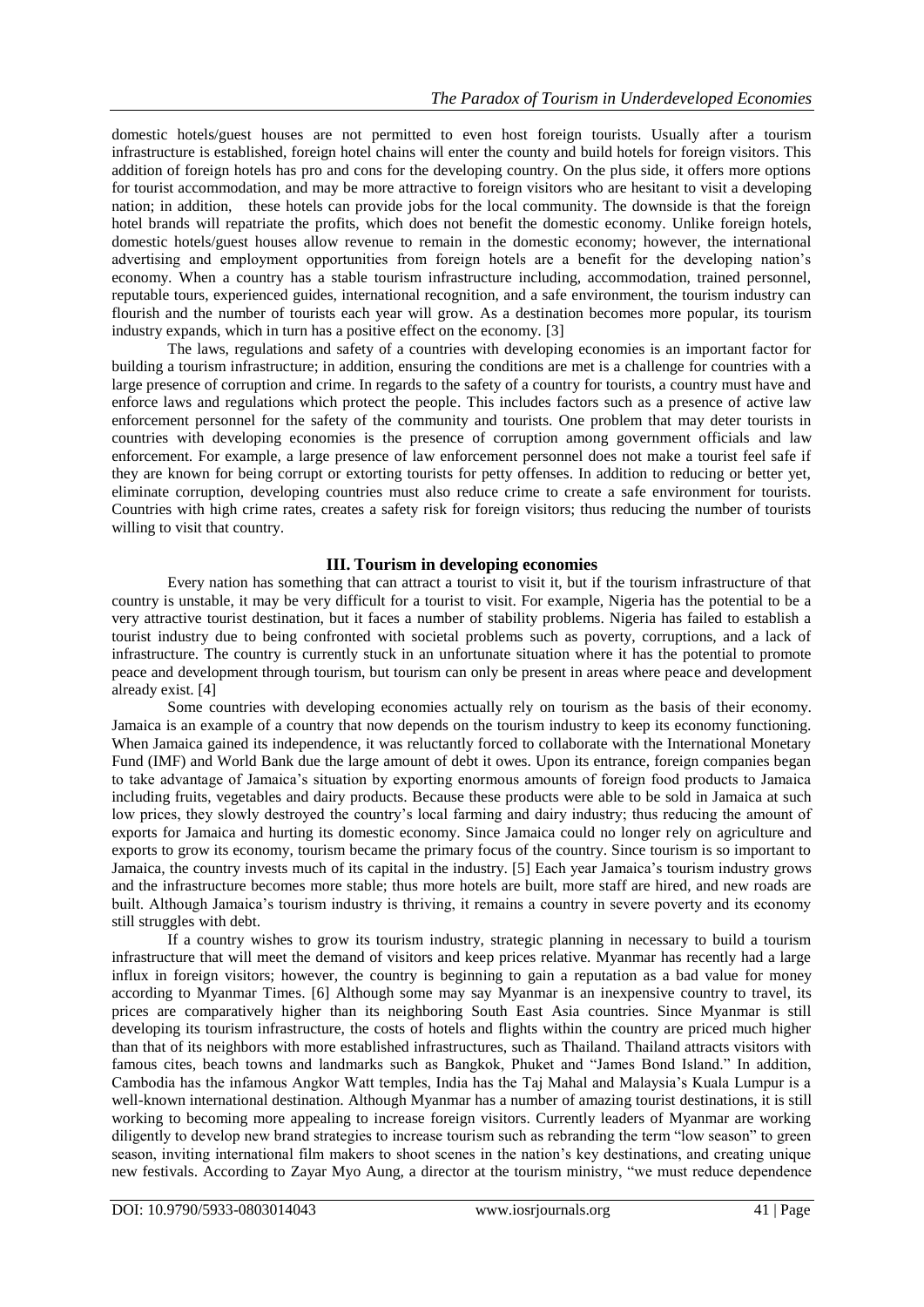domestic hotels/guest houses are not permitted to even host foreign tourists. Usually after a tourism infrastructure is established, foreign hotel chains will enter the county and build hotels for foreign visitors. This addition of foreign hotels has pro and cons for the developing country. On the plus side, it offers more options for tourist accommodation, and may be more attractive to foreign visitors who are hesitant to visit a developing nation; in addition, these hotels can provide jobs for the local community. The downside is that the foreign hotel brands will repatriate the profits, which does not benefit the domestic economy. Unlike foreign hotels, domestic hotels/guest houses allow revenue to remain in the domestic economy; however, the international advertising and employment opportunities from foreign hotels are a benefit for the developing nation's economy. When a country has a stable tourism infrastructure including, accommodation, trained personnel, reputable tours, experienced guides, international recognition, and a safe environment, the tourism industry can flourish and the number of tourists each year will grow. As a destination becomes more popular, its tourism industry expands, which in turn has a positive effect on the economy. [3]

The laws, regulations and safety of a countries with developing economies is an important factor for building a tourism infrastructure; in addition, ensuring the conditions are met is a challenge for countries with a large presence of corruption and crime. In regards to the safety of a country for tourists, a country must have and enforce laws and regulations which protect the people. This includes factors such as a presence of active law enforcement personnel for the safety of the community and tourists. One problem that may deter tourists in countries with developing economies is the presence of corruption among government officials and law enforcement. For example, a large presence of law enforcement personnel does not make a tourist feel safe if they are known for being corrupt or extorting tourists for petty offenses. In addition to reducing or better yet, eliminate corruption, developing countries must also reduce crime to create a safe environment for tourists. Countries with high crime rates, creates a safety risk for foreign visitors; thus reducing the number of tourists willing to visit that country.

## III. Tourism in developing economies

Every nation has something that can attract a tourist to visit it, but if the tourism infrastructure of that country is unstable, it may be very difficult for a tourist to visit. For example, Nigeria has the potential to be a very attractive tourist destination, but it faces a number of stability problems. Nigeria has failed to establish a tourist industry due to being confronted with societal problems such as poverty, corruptions, and a lack of infrastructure. The country is currently stuck in an unfortunate situation where it has the potential to promote peace and development through tourism, but tourism can only be present in areas where peace and development already exist. [4]

Some countries with developing economies actually rely on tourism as the basis of their economy. Jamaica is an example of a country that now depends on the tourism industry to keep its economy functioning. When Jamaica gained its independence, it was reluctantly forced to collaborate with the International Monetary Fund (IMF) and World Bank due the large amount of debt it owes. Upon its entrance, foreign companies began to take advantage of Jamaica's situation by exporting enormous amounts of foreign food products to Jamaica including fruits, vegetables and dairy products. Because these products were able to be sold in Jamaica at such low prices, they slowly destroyed the country's local farming and dairy industry; thus reducing the amount of exports for Jamaica and hurting its domestic economy. Since Jamaica could no longer rely on agriculture and exports to grow its economy, tourism became the primary focus of the country. Since tourism is so important to Jamaica, the country invests much of its capital in the industry. [5] Each year Jamaica's tourism industry grows and the infrastructure becomes more stable; thus more hotels are built, more staff are hired, and new roads are built. Although Jamaica's tourism industry is thriving, it remains a country in severe poverty and its economy still struggles with debt.

If a country wishes to grow its tourism industry, strategic planning in necessary to build a tourism infrastructure that will meet the demand of visitors and keep prices relative. Myanmar has recently had a large influx in foreign visitors; however, the country is beginning to gain a reputation as a bad value for money according to Myanmar Times. [6] Although some may say Myanmar is an inexpensive country to travel, its prices are comparatively higher than its neighboring South East Asia countries. Since Myanmar is still developing its tourism infrastructure, the costs of hotels and flights within the country are priced much higher than that of its neighbors with more established infrastructures, such as Thailand. Thailand attracts visitors with famous cites, beach towns and landmarks such as Bangkok, Phuket and "James Bond Island." In addition, Cambodia has the infamous Angkor Watt temples, India has the Taj Mahal and Malaysia's Kuala Lumpur is a well-known international destination. Although Myanmar has a number of amazing tourist destinations, it is still working to becoming more appealing to increase foreign visitors. Currently leaders of Myanmar are working diligently to develop new brand strategies to increase tourism such as rebranding the term "low season" to green season, inviting international film makers to shoot scenes in the nation's key destinations, and creating unique new festivals. According to Zayar Myo Aung, a director at the tourism ministry, "we must reduce dependence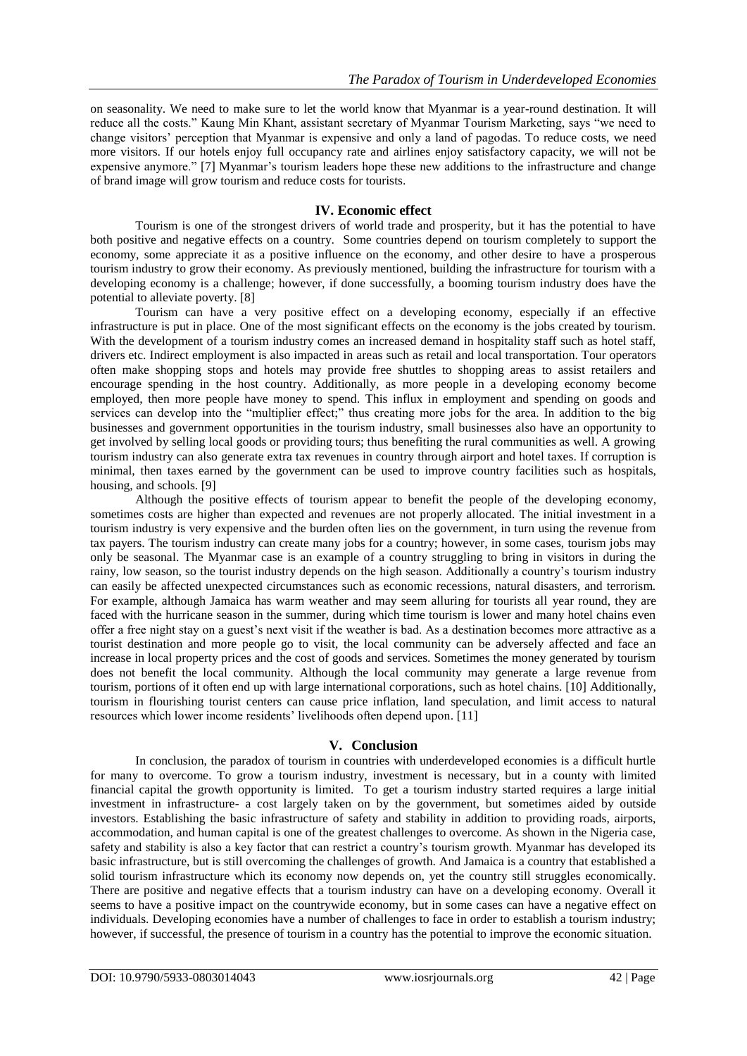on seasonality. We need to make sure to let the world know that Myanmar is a year-round destination. It will reduce all the costs." Kaung Min Khant, assistant secretary of Myanmar Tourism Marketing, says "we need to change visitors' perception that Myanmar is expensive and only a land of pagodas. To reduce costs, we need more visitors. If our hotels enjoy full occupancy rate and airlines enjoy satisfactory capacity, we will not be expensive anymore." [7] Myanmar's tourism leaders hope these new additions to the infrastructure and change of brand image will grow tourism and reduce costs for tourists.

## IV. Economic effect

Tourism is one of the strongest drivers of world trade and prosperity, but it has the potential to have both positive and negative effects on a country. Some countries depend on tourism completely to support the economy, some appreciate it as a positive influence on the economy, and other desire to have a prosperous tourism industry to grow their economy. As previously mentioned, building the infrastructure for tourism with a developing economy is a challenge; however, if done successfully, a booming tourism industry does have the potential to alleviate poverty. [8]

Tourism can have a very positive effect on a developing economy, especially if an effective infrastructure is put in place. One of the most significant effects on the economy is the jobs created by tourism. With the development of a tourism industry comes an increased demand in hospitality staff such as hotel staff, drivers etc. Indirect employment is also impacted in areas such as retail and local transportation. Tour operators often make shopping stops and hotels may provide free shuttles to shopping areas to assist retailers and encourage spending in the host country. Additionally, as more people in a developing economy become employed, then more people have money to spend. This influx in employment and spending on goods and services can develop into the "multiplier effect;" thus creating more jobs for the area. In addition to the big businesses and government opportunities in the tourism industry, small businesses also have an opportunity to get involved by selling local goods or providing tours; thus benefiting the rural communities as well. A growing tourism industry can also generate extra tax revenues in country through airport and hotel taxes. If corruption is minimal, then taxes earned by the government can be used to improve country facilities such as hospitals, housing, and schools. [9]

Although the positive effects of tourism appear to benefit the people of the developing economy, sometimes costs are higher than expected and revenues are not properly allocated. The initial investment in a tourism industry is very expensive and the burden often lies on the government, in turn using the revenue from tax payers. The tourism industry can create many jobs for a country; however, in some cases, tourism jobs may only be seasonal. The Myanmar case is an example of a country struggling to bring in visitors in during the rainy, low season, so the tourist industry depends on the high season. Additionally a country's tourism industry can easily be affected unexpected circumstances such as economic recessions, natural disasters, and terrorism. For example, although Jamaica has warm weather and may seem alluring for tourists all year round, they are faced with the hurricane season in the summer, during which time tourism is lower and many hotel chains even offer a free night stay on a guest's next visit if the weather is bad. As a destination becomes more attractive as a tourist destination and more people go to visit, the local community can be adversely affected and face an increase in local property prices and the cost of goods and services. Sometimes the money generated by tourism does not benefit the local community. Although the local community may generate a large revenue from tourism, portions of it often end up with large international corporations, such as hotel chains. [10] Additionally, tourism in flourishing tourist centers can cause price inflation, land speculation, and limit access to natural resources which lower income residents' livelihoods often depend upon. [11]

## V. Conclusion

In conclusion, the paradox of tourism in countries with underdeveloped economies is a difficult hurtle for many to overcome. To grow a tourism industry, investment is necessary, but in a county with limited financial capital the growth opportunity is limited. To get a tourism industry started requires a large initial investment in infrastructure- a cost largely taken on by the government, but sometimes aided by outside investors. Establishing the basic infrastructure of safety and stability in addition to providing roads, airports, accommodation, and human capital is one of the greatest challenges to overcome. As shown in the Nigeria case, safety and stability is also a key factor that can restrict a country's tourism growth. Myanmar has developed its basic infrastructure, but is still overcoming the challenges of growth. And Jamaica is a country that established a solid tourism infrastructure which its economy now depends on, yet the country still struggles economically. There are positive and negative effects that a tourism industry can have on a developing economy. Overall it seems to have a positive impact on the countrywide economy, but in some cases can have a negative effect on individuals. Developing economies have a number of challenges to face in order to establish a tourism industry; however, if successful, the presence of tourism in a country has the potential to improve the economic situation.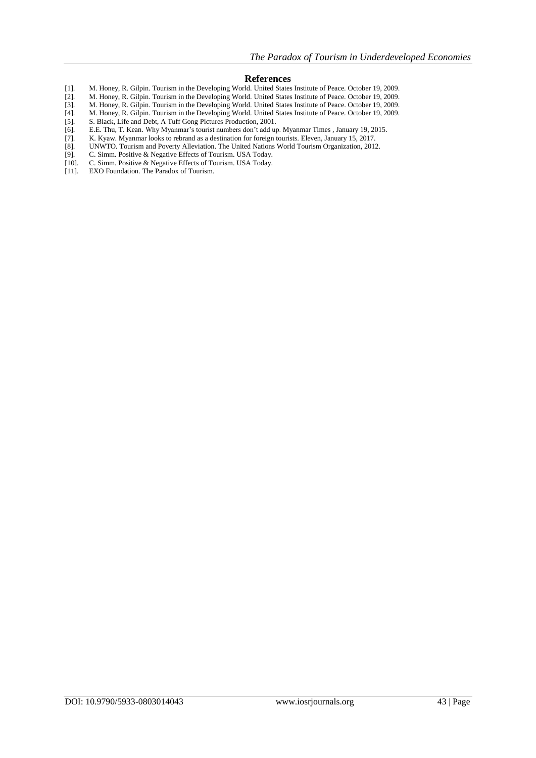## References

[1]. M. Honey, R. Gilpin. Tourism in the Developing World. United States Institute of Peace. October 19, 2009.
[2]. M. Honey, R. Gilpin. Tourism in the Developing World. United States Institute of Peace. October 19, 2009.
[3]. M. Honey, R. Gilpin. Tourism in the Developing World. United States Institute of Peace. October 19, 2009.
[4]. M. Honey, R. Gilpin. Tourism in the Developing World. United States Institute of Peace. October 19, 2009.
[5]. S. Black, Life and Debt, A Tuff Gong Pictures Production, 2001.
[6]. E.E. Thu, T. Kean. Why Myanmar's tourist numbers don't add up. Myanmar Times , January 19, 2015.
[7]. K. Kyaw. Myanmar looks to rebrand as a destination for foreign tourists. Eleven, January 15, 2017.
[8]. UNWTO. Tourism and Poverty Alleviation. The United Nations World Tourism Organization, 2012.
[9]. C. Simm. Positive & Negative Effects of Tourism. USA Today.
[10]. C. Simm. Positive & Negative Effects of Tourism. USA Today.
[11]. EXO Foundation. The Paradox of Tourism.